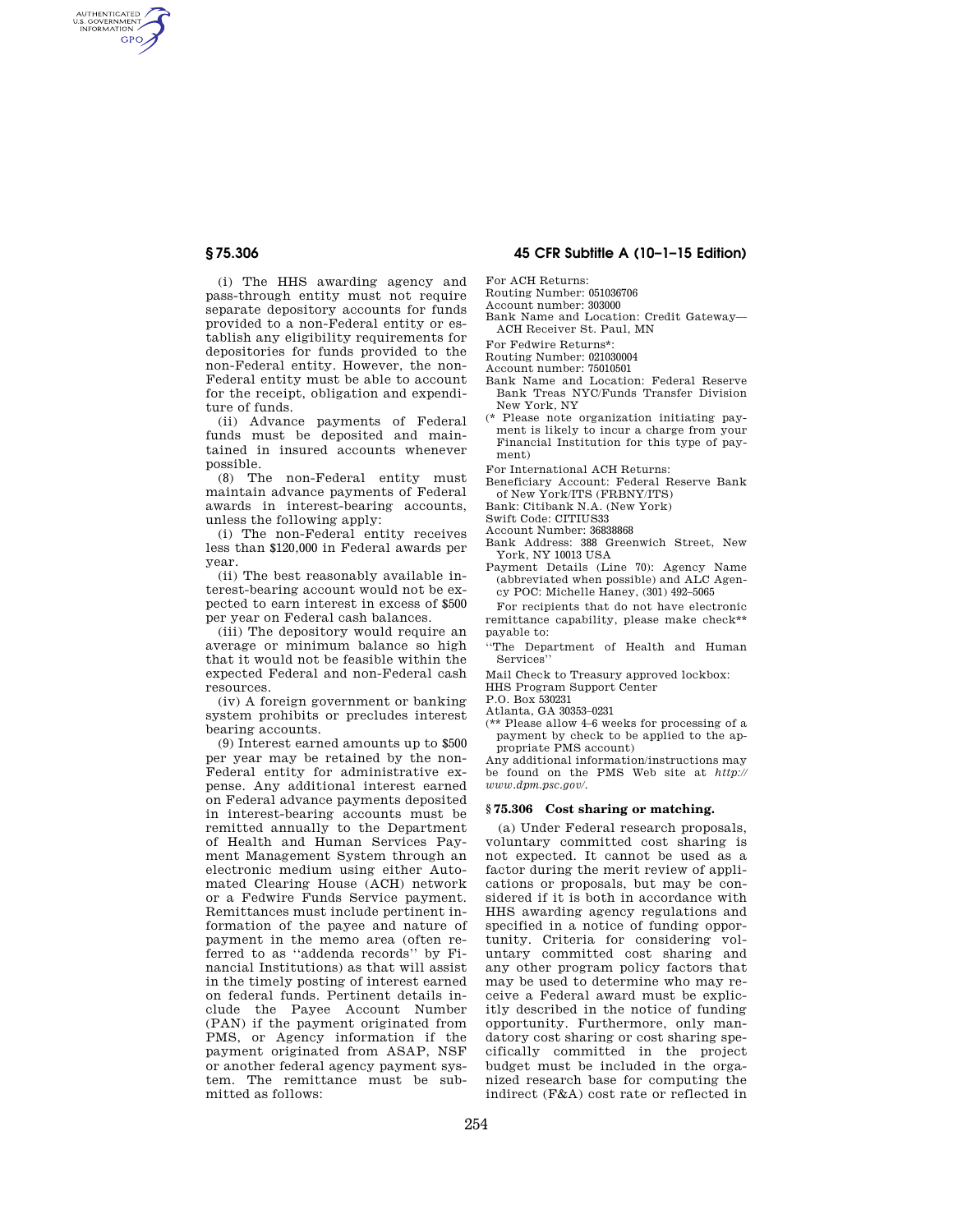(i) The HHS awarding agency and pass-through entity must not require separate depository accounts for funds provided to a non-Federal entity or establish any eligibility requirements for depositories for funds provided to the non-Federal entity. However, the non-Federal entity must be able to account for the receipt, obligation and expenditure of funds.

(ii) Advance payments of Federal funds must be deposited and maintained in insured accounts whenever possible.

(8) The non-Federal entity must maintain advance payments of Federal awards in interest-bearing accounts, unless the following apply:

(i) The non-Federal entity receives less than $120,000 in Federal awards per year.

(ii) The best reasonably available interest-bearing account would not be expected to earn interest in excess of $500 per year on Federal cash balances.

(iii) The depository would require an average or minimum balance so high that it would not be feasible within the expected Federal and non-Federal cash resources.

(iv) A foreign government or banking system prohibits or precludes interest bearing accounts.

(9) Interest earned amounts up to $500 per year may be retained by the non-Federal entity for administrative expense. Any additional interest earned on Federal advance payments deposited in interest-bearing accounts must be remitted annually to the Department of Health and Human Services Payment Management System through an electronic medium using either Automated Clearing House (ACH) network or a Fedwire Funds Service payment. Remittances must include pertinent information of the payee and nature of payment in the memo area (often referred to as ''addenda records'' by Financial Institutions) as that will assist in the timely posting of interest earned on federal funds. Pertinent details include the Payee Account Number (PAN) if the payment originated from PMS, or Agency information if the payment originated from ASAP, NSF or another federal agency payment system. The remittance must be submitted as follows:

For ACH Returns:
Routing Number: 051036706
Account number: 303000
Bank Name and Location: Credit Gateway—ACH Receiver St. Paul, MN

For Fedwire Returns*:
Routing Number: 021030004
Account number: 75010501
Bank Name and Location: Federal Reserve Bank Treas NYC/Funds Transfer Division New York, NY

(* Please note organization initiating payment is likely to incur a charge from your Financial Institution for this type of payment)

For International ACH Returns:
Beneficiary Account: Federal Reserve Bank of New York/ITS (FRBNY/ITS)
Bank: Citibank N.A. (New York)
Swift Code: CITIUS33
Account Number: 36838868
Bank Address: 388 Greenwich Street, New York, NY 10013 USA
Payment Details (Line 70): Agency Name (abbreviated when possible) and ALC Agency POC: Michelle Haney, (301) 492–5065

For recipients that do not have electronic remittance capability, please make check** payable to:

''The Department of Health and Human Services''

Mail Check to Treasury approved lockbox:
HHS Program Support Center
P.O. Box 530231
Atlanta, GA 30353–0231

(** Please allow 4–6 weeks for processing of a payment by check to be applied to the appropriate PMS account)

Any additional information/instructions may be found on the PMS Web site at *http://www.dpm.psc.gov/.*

### § 75.306 Cost sharing or matching.

(a) Under Federal research proposals, voluntary committed cost sharing is not expected. It cannot be used as a factor during the merit review of applications or proposals, but may be considered if it is both in accordance with HHS awarding agency regulations and specified in a notice of funding opportunity. Criteria for considering voluntary committed cost sharing and any other program policy factors that may be used to determine who may receive a Federal award must be explicitly described in the notice of funding opportunity. Furthermore, only mandatory cost sharing or cost sharing specifically committed in the project budget must be included in the organized research base for computing the indirect (F&A) cost rate or reflected in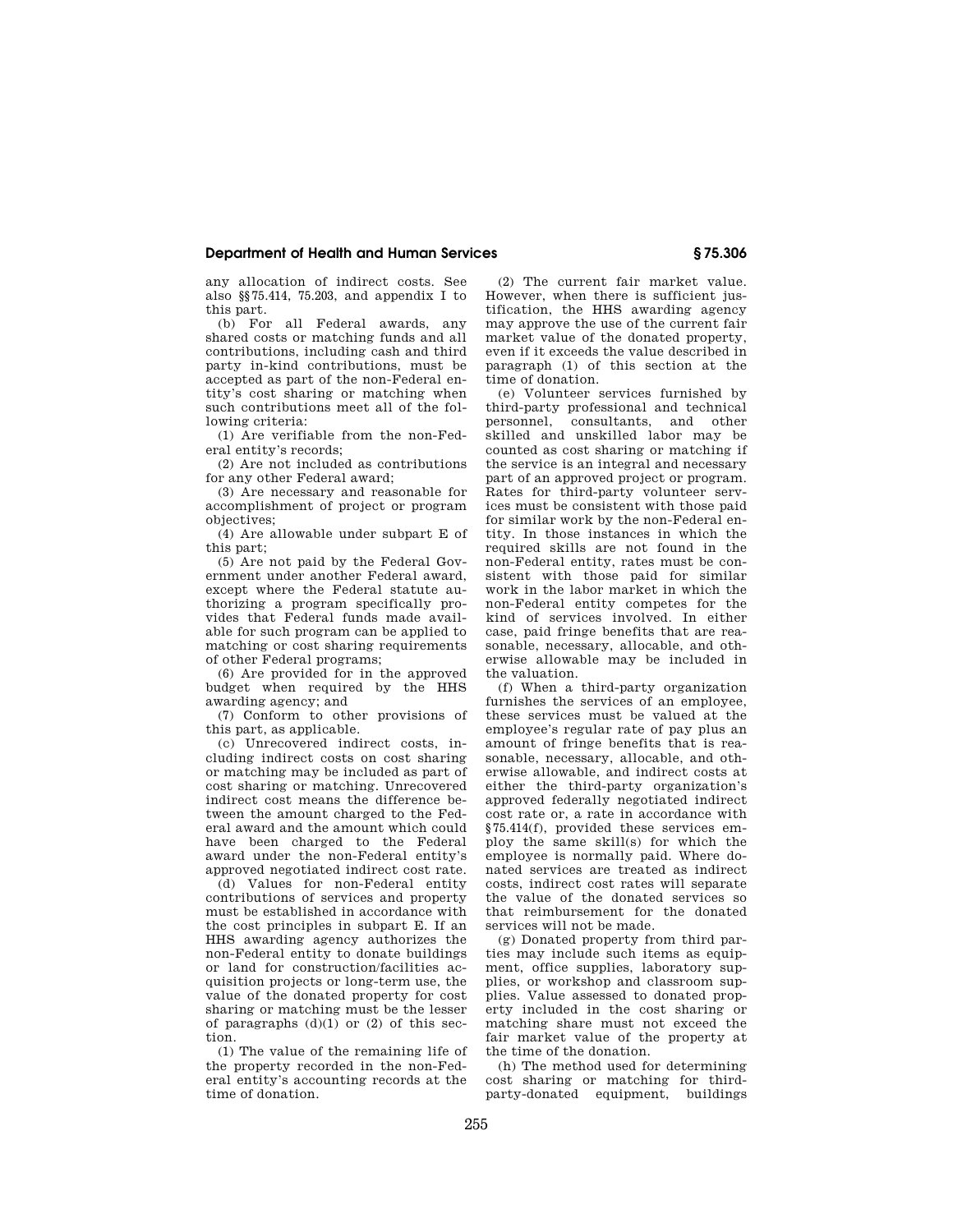any allocation of indirect costs. See also §§75.414, 75.203, and appendix I to this part.

(b) For all Federal awards, any shared costs or matching funds and all contributions, including cash and third party in-kind contributions, must be accepted as part of the non-Federal entity's cost sharing or matching when such contributions meet all of the following criteria:

(1) Are verifiable from the non-Federal entity's records;

(2) Are not included as contributions for any other Federal award;

(3) Are necessary and reasonable for accomplishment of project or program objectives;

(4) Are allowable under subpart E of this part;

(5) Are not paid by the Federal Government under another Federal award, except where the Federal statute authorizing a program specifically provides that Federal funds made available for such program can be applied to matching or cost sharing requirements of other Federal programs;

(6) Are provided for in the approved budget when required by the HHS awarding agency; and

(7) Conform to other provisions of this part, as applicable.

(c) Unrecovered indirect costs, including indirect costs on cost sharing or matching may be included as part of cost sharing or matching. Unrecovered indirect cost means the difference between the amount charged to the Federal award and the amount which could have been charged to the Federal award under the non-Federal entity's approved negotiated indirect cost rate.

(d) Values for non-Federal entity contributions of services and property must be established in accordance with the cost principles in subpart E. If an HHS awarding agency authorizes the non-Federal entity to donate buildings or land for construction/facilities acquisition projects or long-term use, the value of the donated property for cost sharing or matching must be the lesser of paragraphs (d)(1) or (2) of this section.

(1) The value of the remaining life of the property recorded in the non-Federal entity's accounting records at the time of donation.

(2) The current fair market value. However, when there is sufficient justification, the HHS awarding agency may approve the use of the current fair market value of the donated property, even if it exceeds the value described in paragraph (1) of this section at the time of donation.

(e) Volunteer services furnished by third-party professional and technical personnel, consultants, and other skilled and unskilled labor may be counted as cost sharing or matching if the service is an integral and necessary part of an approved project or program. Rates for third-party volunteer services must be consistent with those paid for similar work by the non-Federal entity. In those instances in which the required skills are not found in the non-Federal entity, rates must be consistent with those paid for similar work in the labor market in which the non-Federal entity competes for the kind of services involved. In either case, paid fringe benefits that are reasonable, necessary, allocable, and otherwise allowable may be included in the valuation.

(f) When a third-party organization furnishes the services of an employee, these services must be valued at the employee's regular rate of pay plus an amount of fringe benefits that is reasonable, necessary, allocable, and otherwise allowable, and indirect costs at either the third-party organization's approved federally negotiated indirect cost rate or, a rate in accordance with §75.414(f), provided these services employ the same skill(s) for which the employee is normally paid. Where donated services are treated as indirect costs, indirect cost rates will separate the value of the donated services so that reimbursement for the donated services will not be made.

(g) Donated property from third parties may include such items as equipment, office supplies, laboratory supplies, or workshop and classroom supplies. Value assessed to donated property included in the cost sharing or matching share must not exceed the fair market value of the property at the time of the donation.

(h) The method used for determining cost sharing or matching for third-party-donated equipment, buildings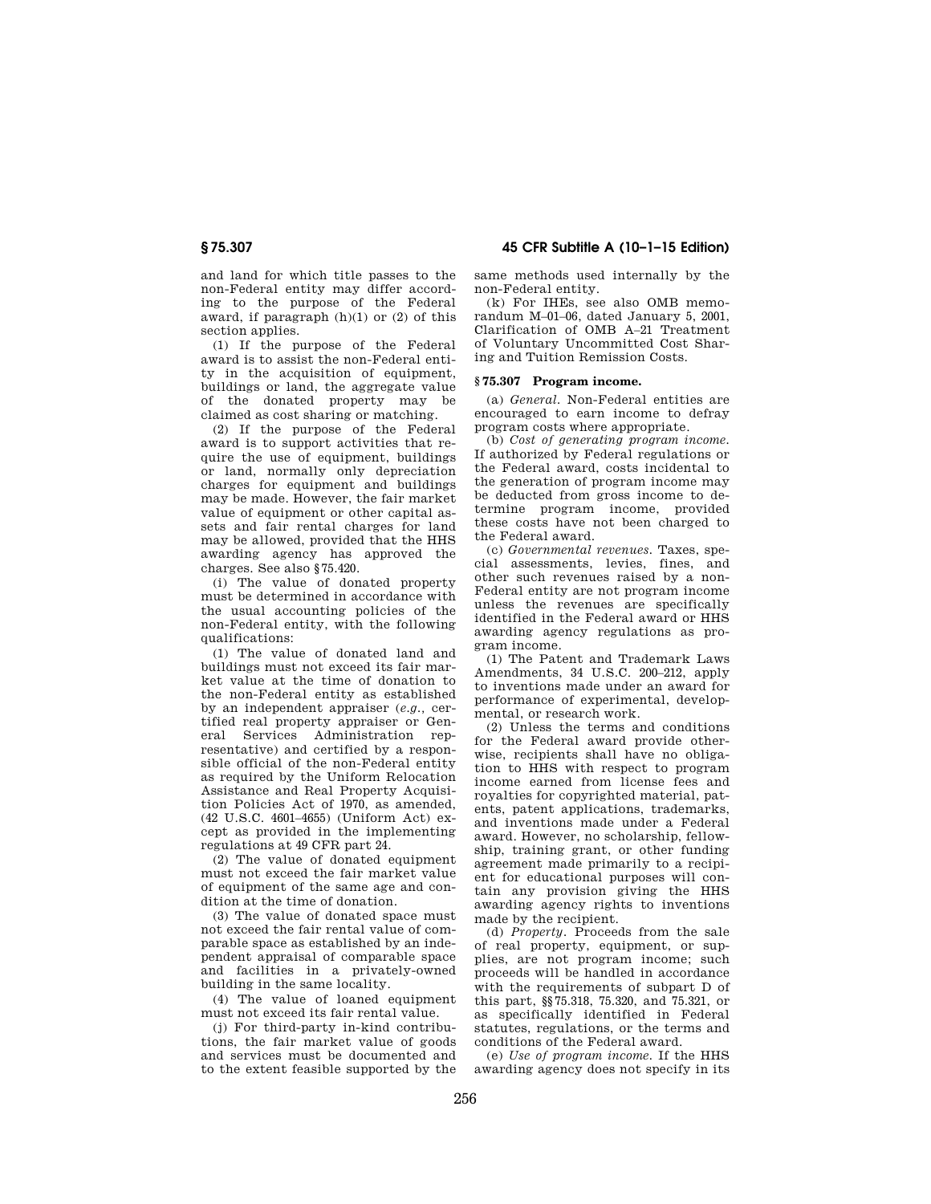and land for which title passes to the non-Federal entity may differ according to the purpose of the Federal award, if paragraph (h)(1) or (2) of this section applies.

(1) If the purpose of the Federal award is to assist the non-Federal entity in the acquisition of equipment, buildings or land, the aggregate value of the donated property may be claimed as cost sharing or matching.

(2) If the purpose of the Federal award is to support activities that require the use of equipment, buildings or land, normally only depreciation charges for equipment and buildings may be made. However, the fair market value of equipment or other capital assets and fair rental charges for land may be allowed, provided that the HHS awarding agency has approved the charges. See also §75.420.

(i) The value of donated property must be determined in accordance with the usual accounting policies of the non-Federal entity, with the following qualifications:

(1) The value of donated land and buildings must not exceed its fair market value at the time of donation to the non-Federal entity as established by an independent appraiser (*e.g.*, certified real property appraiser or General Services Administration representative) and certified by a responsible official of the non-Federal entity as required by the Uniform Relocation Assistance and Real Property Acquisition Policies Act of 1970, as amended, (42 U.S.C. 4601–4655) (Uniform Act) except as provided in the implementing regulations at 49 CFR part 24.

(2) The value of donated equipment must not exceed the fair market value of equipment of the same age and condition at the time of donation.

(3) The value of donated space must not exceed the fair rental value of comparable space as established by an independent appraisal of comparable space and facilities in a privately-owned building in the same locality.

(4) The value of loaned equipment must not exceed its fair rental value.

(j) For third-party in-kind contributions, the fair market value of goods and services must be documented and to the extent feasible supported by the same methods used internally by the non-Federal entity.

(k) For IHEs, see also OMB memorandum M–01–06, dated January 5, 2001, Clarification of OMB A–21 Treatment of Voluntary Uncommitted Cost Sharing and Tuition Remission Costs.

## § 75.307 Program income.

(a) *General.* Non-Federal entities are encouraged to earn income to defray program costs where appropriate.

(b) *Cost of generating program income.* If authorized by Federal regulations or the Federal award, costs incidental to the generation of program income may be deducted from gross income to determine program income, provided these costs have not been charged to the Federal award.

(c) *Governmental revenues.* Taxes, special assessments, levies, fines, and other such revenues raised by a non-Federal entity are not program income unless the revenues are specifically identified in the Federal award or HHS awarding agency regulations as program income.

(1) The Patent and Trademark Laws Amendments, 34 U.S.C. 200–212, apply to inventions made under an award for performance of experimental, developmental, or research work.

(2) Unless the terms and conditions for the Federal award provide otherwise, recipients shall have no obligation to HHS with respect to program income earned from license fees and royalties for copyrighted material, patents, patent applications, trademarks, and inventions made under a Federal award. However, no scholarship, fellowship, training grant, or other funding agreement made primarily to a recipient for educational purposes will contain any provision giving the HHS awarding agency rights to inventions made by the recipient.

(d) *Property.* Proceeds from the sale of real property, equipment, or supplies, are not program income; such proceeds will be handled in accordance with the requirements of subpart D of this part, §§75.318, 75.320, and 75.321, or as specifically identified in Federal statutes, regulations, or the terms and conditions of the Federal award.

(e) *Use of program income.* If the HHS awarding agency does not specify in its